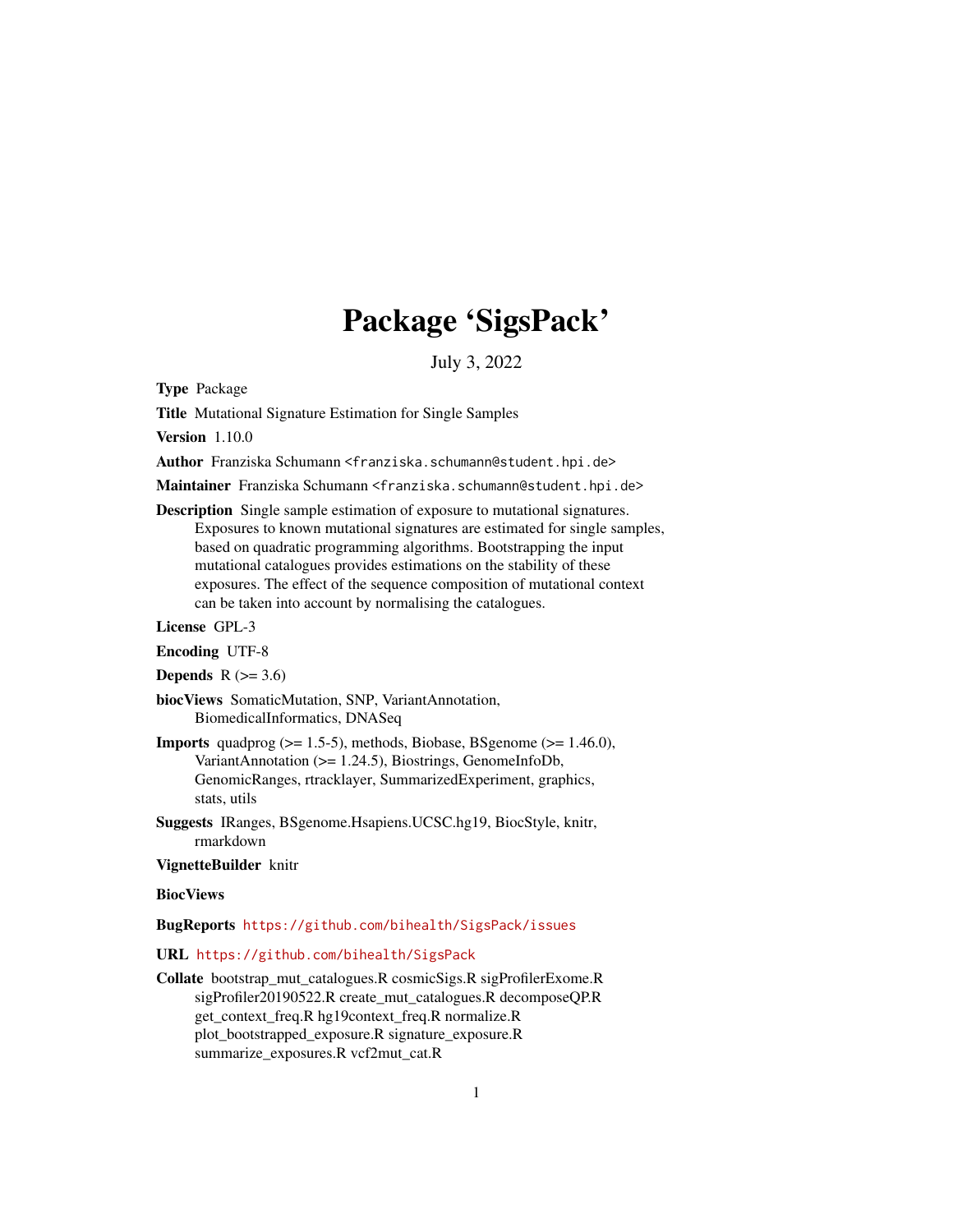# Package 'SigsPack'

July 3, 2022

**Type** Package

**Title** Mutational Signature Estimation for Single Samples

**Version** 1.10.0

**Author** Franziska Schumann <franziska.schumann@student.hpi.de>

**Maintainer** Franziska Schumann <franziska.schumann@student.hpi.de>

**Description** Single sample estimation of exposure to mutational signatures. Exposures to known mutational signatures are estimated for single samples, based on quadratic programming algorithms. Bootstrapping the input mutational catalogues provides estimations on the stability of these exposures. The effect of the sequence composition of mutational context can be taken into account by normalising the catalogues.

**License** GPL-3

**Encoding** UTF-8

**Depends** R (>= 3.6)

**biocViews** SomaticMutation, SNP, VariantAnnotation, BiomedicalInformatics, DNASeq

**Imports** quadprog (>= 1.5-5), methods, Biobase, BSgenome (>= 1.46.0), VariantAnnotation (>= 1.24.5), Biostrings, GenomeInfoDb, GenomicRanges, rtracklayer, SummarizedExperiment, graphics, stats, utils

**Suggests** IRanges, BSgenome.Hsapiens.UCSC.hg19, BiocStyle, knitr, rmarkdown

**VignetteBuilder** knitr

**BiocViews**

**BugReports** https://github.com/bihealth/SigsPack/issues

**URL** https://github.com/bihealth/SigsPack

**Collate** bootstrap_mut_catalogues.R cosmicSigs.R sigProfilerExome.R sigProfiler20190522.R create_mut_catalogues.R decomposeQP.R get_context_freq.R hg19context_freq.R normalize.R plot_bootstrapped_exposure.R signature_exposure.R summarize_exposures.R vcf2mut_cat.R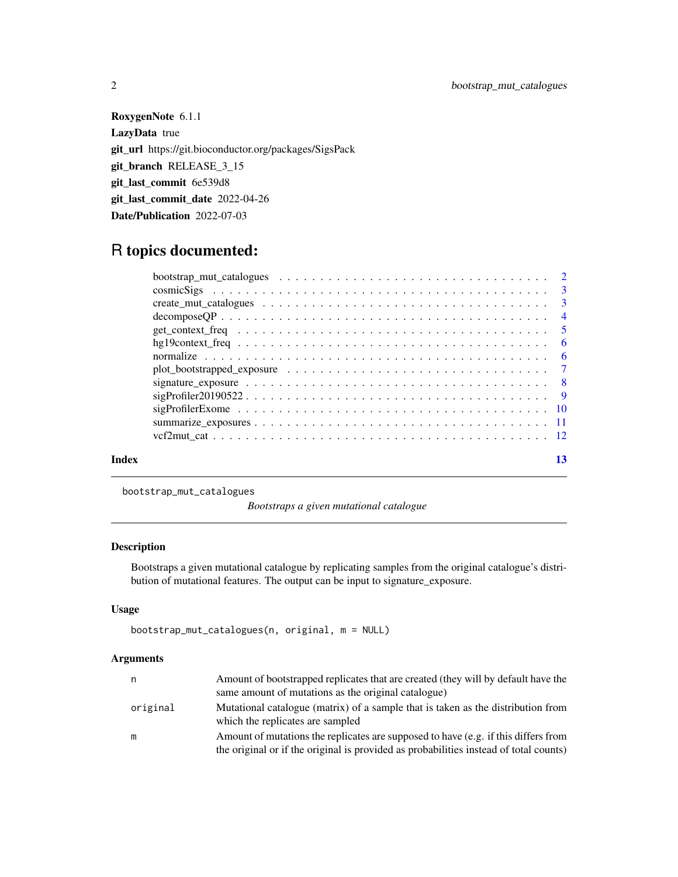**RoxygenNote** 6.1.1

**LazyData** true

**git_url** https://git.bioconductor.org/packages/SigsPack

**git_branch** RELEASE_3_15

**git_last_commit** 6e539d8

**git_last_commit_date** 2022-04-26

**Date/Publication** 2022-07-03

# R topics documented:

| | |
|---|---|
| bootstrap_mut_catalogues | 2 |
| cosmicSigs | 3 |
| create_mut_catalogues | 3 |
| decomposeQP | 4 |
| get_context_freq | 5 |
| hg19context_freq | 6 |
| normalize | 6 |
| plot_bootstrapped_exposure | 7 |
| signature_exposure | 8 |
| sigProfiler20190522 | 9 |
| sigProfilerExome | 10 |
| summarize_exposures | 11 |
| vcf2mut_cat | 12 |
| **Index** | **13** |

---

## bootstrap_mut_catalogues

*Bootstraps a given mutational catalogue*

### Description

Bootstraps a given mutational catalogue by replicating samples from the original catalogue's distribution of mutational features. The output can be input to signature_exposure.

### Usage

```
bootstrap_mut_catalogues(n, original, m = NULL)
```

### Arguments

| | |
|---|---|
| `n` | Amount of bootstrapped replicates that are created (they will by default have the same amount of mutations as the original catalogue) |
| `original` | Mutational catalogue (matrix) of a sample that is taken as the distribution from which the replicates are sampled |
| `m` | Amount of mutations the replicates are supposed to have (e.g. if this differs from the original or if the original is provided as probabilities instead of total counts) |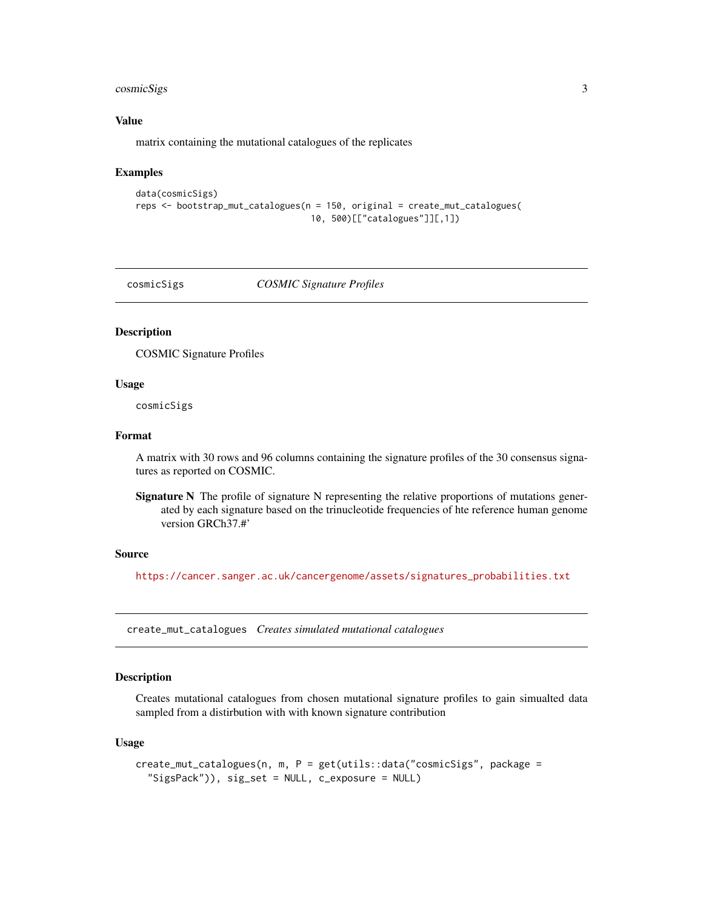### Value

matrix containing the mutational catalogues of the replicates

### Examples

```
data(cosmicSigs)
reps <- bootstrap_mut_catalogues(n = 150, original = create_mut_catalogues(
                                 10, 500)[["catalogues"]][,1])
```

---

## cosmicSigs *COSMIC Signature Profiles*

---

### Description

COSMIC Signature Profiles

### Usage

```
cosmicSigs
```

### Format

A matrix with 30 rows and 96 columns containing the signature profiles of the 30 consensus signatures as reported on COSMIC.

**Signature N** The profile of signature N representing the relative proportions of mutations generated by each signature based on the trinucleotide frequencies of hte reference human genome version GRCh37.#'

### Source

https://cancer.sanger.ac.uk/cancergenome/assets/signatures_probabilities.txt

---

## create_mut_catalogues *Creates simulated mutational catalogues*

---

### Description

Creates mutational catalogues from chosen mutational signature profiles to gain simualted data sampled from a distirbution with with known signature contribution

### Usage

```
create_mut_catalogues(n, m, P = get(utils::data("cosmicSigs", package =
  "SigsPack")), sig_set = NULL, c_exposure = NULL)
```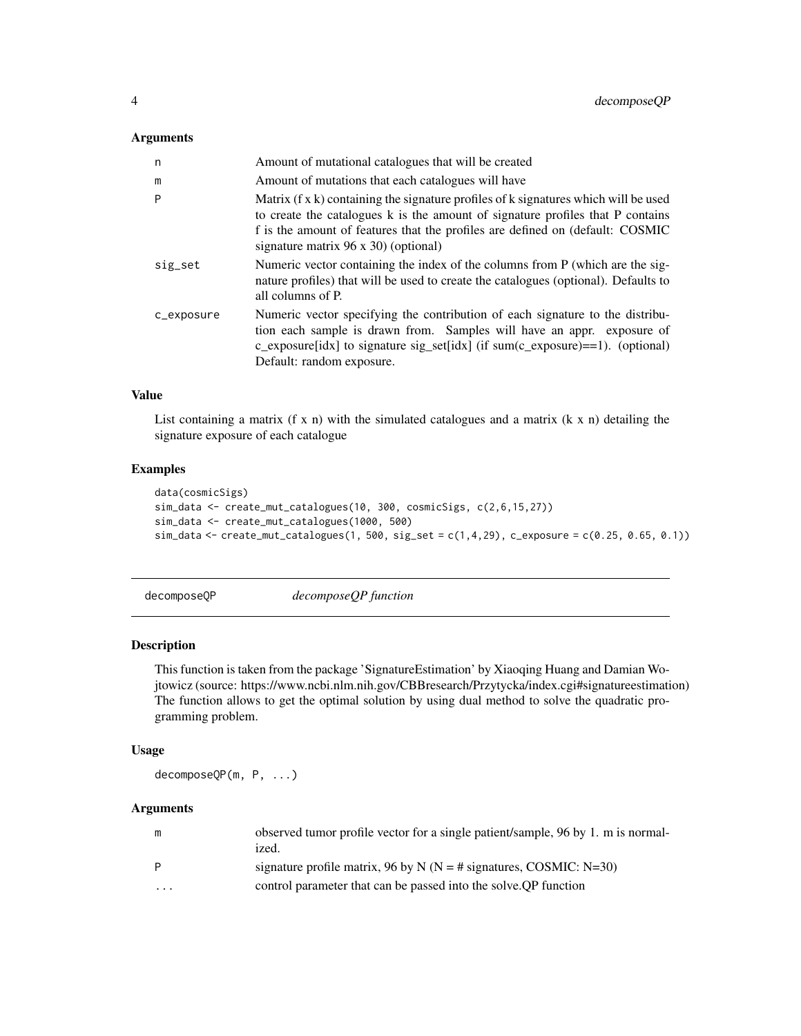### Arguments

| | |
|---|---|
| n | Amount of mutational catalogues that will be created |
| m | Amount of mutations that each catalogues will have |
| P | Matrix (f x k) containing the signature profiles of k signatures which will be used to create the catalogues k is the amount of signature profiles that P contains f is the amount of features that the profiles are defined on (default: COSMIC signature matrix 96 x 30) (optional) |
| sig_set | Numeric vector containing the index of the columns from P (which are the signature profiles) that will be used to create the catalogues (optional). Defaults to all columns of P. |
| c_exposure | Numeric vector specifying the contribution of each signature to the distribution each sample is drawn from. Samples will have an appr. exposure of c_exposure[idx] to signature sig_set[idx] (if sum(c_exposure)==1). (optional) Default: random exposure. |

### Value

List containing a matrix (f x n) with the simulated catalogues and a matrix (k x n) detailing the signature exposure of each catalogue

### Examples

```
data(cosmicSigs)
sim_data <- create_mut_catalogues(10, 300, cosmicSigs, c(2,6,15,27))
sim_data <- create_mut_catalogues(1000, 500)
sim_data <- create_mut_catalogues(1, 500, sig_set = c(1,4,29), c_exposure = c(0.25, 0.65, 0.1))
```

---

## decomposeQP *decomposeQP function*

### Description

This function is taken from the package 'SignatureEstimation' by Xiaoqing Huang and Damian Wojtowicz (source: https://www.ncbi.nlm.nih.gov/CBBresearch/Przytycka/index.cgi#signatureestimation) The function allows to get the optimal solution by using dual method to solve the quadratic programming problem.

### Usage

```
decomposeQP(m, P, ...)
```

### Arguments

| | |
|---|---|
| m | observed tumor profile vector for a single patient/sample, 96 by 1. m is normalized. |
| P | signature profile matrix, 96 by N (N = # signatures, COSMIC: N=30) |
| ... | control parameter that can be passed into the solve.QP function |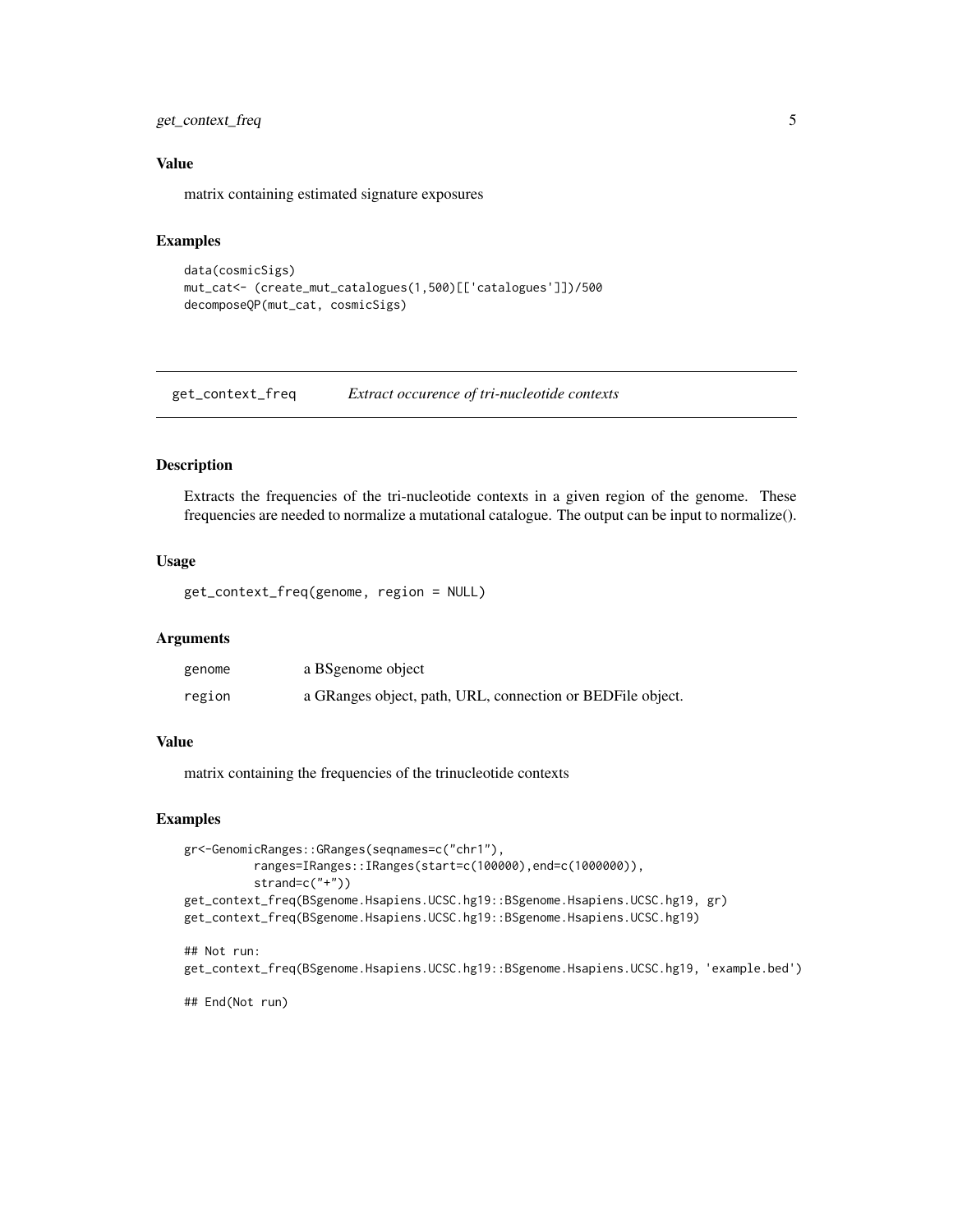### Value

matrix containing estimated signature exposures

### Examples

```
data(cosmicSigs)
mut_cat<- (create_mut_catalogues(1,500)[['catalogues']])/500
decomposeQP(mut_cat, cosmicSigs)
```

## get_context_freq    *Extract occurence of tri-nucleotide contexts*

### Description

Extracts the frequencies of the tri-nucleotide contexts in a given region of the genome. These frequencies are needed to normalize a mutational catalogue. The output can be input to normalize().

### Usage

```
get_context_freq(genome, region = NULL)
```

### Arguments

| | |
|---|---|
| genome | a BSgenome object |
| region | a GRanges object, path, URL, connection or BEDFile object. |

### Value

matrix containing the frequencies of the trinucleotide contexts

### Examples

```
gr<-GenomicRanges::GRanges(seqnames=c("chr1"),
          ranges=IRanges::IRanges(start=c(100000),end=c(1000000)),
          strand=c("+"))
get_context_freq(BSgenome.Hsapiens.UCSC.hg19::BSgenome.Hsapiens.UCSC.hg19, gr)
get_context_freq(BSgenome.Hsapiens.UCSC.hg19::BSgenome.Hsapiens.UCSC.hg19)

## Not run:
get_context_freq(BSgenome.Hsapiens.UCSC.hg19::BSgenome.Hsapiens.UCSC.hg19, 'example.bed')

## End(Not run)
```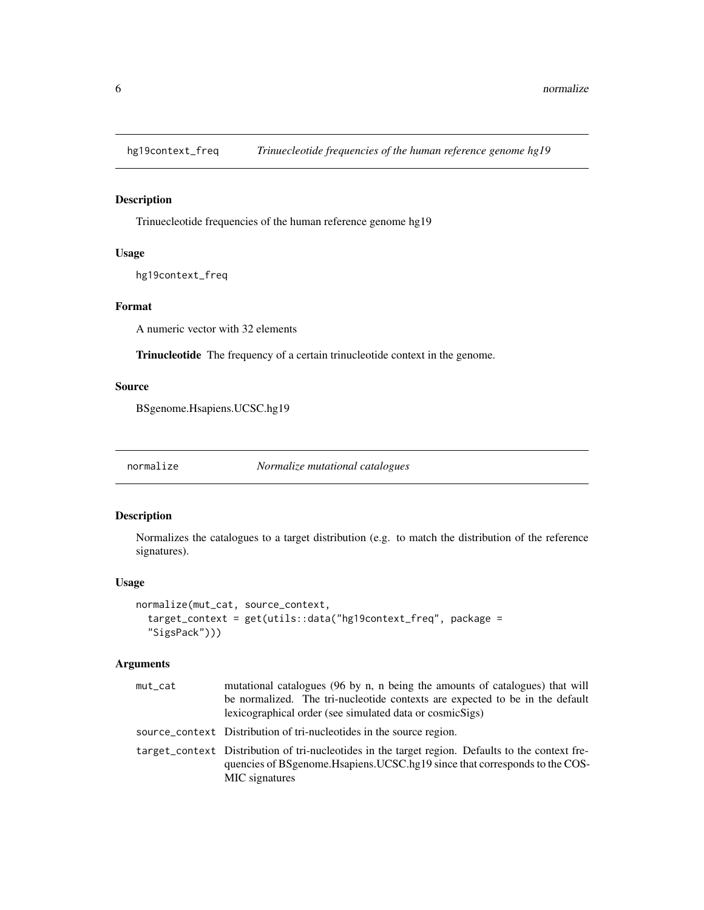## hg19context_freq — *Trinuecleotide frequencies of the human reference genome hg19*

### Description

Trinuecleotide frequencies of the human reference genome hg19

### Usage

```
hg19context_freq
```

### Format

A numeric vector with 32 elements

**Trinucleotide** The frequency of a certain trinucleotide context in the genome.

### Source

BSgenome.Hsapiens.UCSC.hg19

## normalize — *Normalize mutational catalogues*

### Description

Normalizes the catalogues to a target distribution (e.g. to match the distribution of the reference signatures).

### Usage

```
normalize(mut_cat, source_context,
  target_context = get(utils::data("hg19context_freq", package =
  "SigsPack")))
```

### Arguments

| | |
|---|---|
| mut_cat | mutational catalogues (96 by n, n being the amounts of catalogues) that will be normalized. The tri-nucleotide contexts are expected to be in the default lexicographical order (see simulated data or cosmicSigs) |
| source_context | Distribution of tri-nucleotides in the source region. |
| target_context | Distribution of tri-nucleotides in the target region. Defaults to the context frequencies of BSgenome.Hsapiens.UCSC.hg19 since that corresponds to the COSMIC signatures |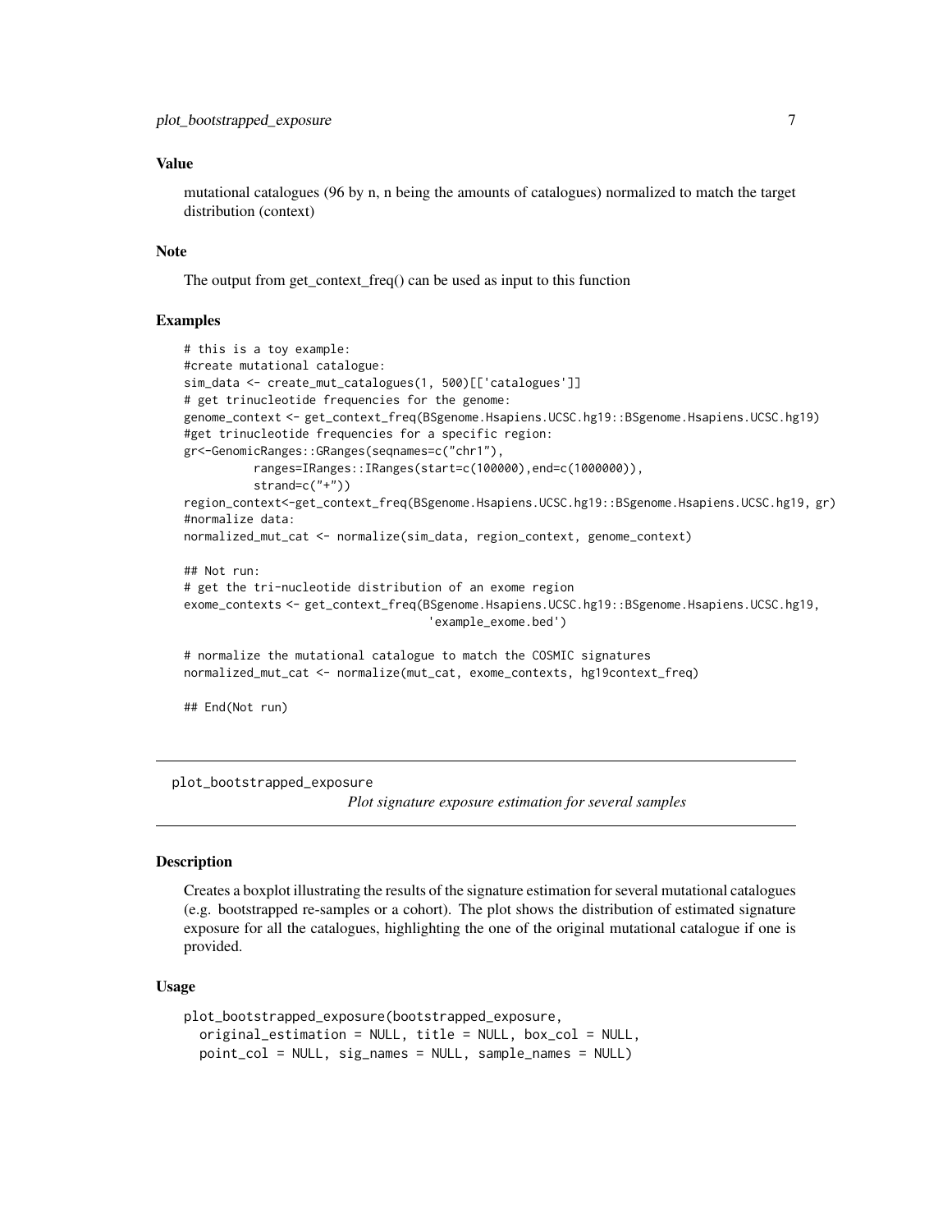### Value

mutational catalogues (96 by n, n being the amounts of catalogues) normalized to match the target distribution (context)

### Note

The output from get_context_freq() can be used as input to this function

### Examples

```
# this is a toy example:
#create mutational catalogue:
sim_data <- create_mut_catalogues(1, 500)[['catalogues']]
# get trinucleotide frequencies for the genome:
genome_context <- get_context_freq(BSgenome.Hsapiens.UCSC.hg19::BSgenome.Hsapiens.UCSC.hg19)
#get trinucleotide frequencies for a specific region:
gr<-GenomicRanges::GRanges(seqnames=c("chr1"),
          ranges=IRanges::IRanges(start=c(100000),end=c(1000000)),
          strand=c("+"))
region_context<-get_context_freq(BSgenome.Hsapiens.UCSC.hg19::BSgenome.Hsapiens.UCSC.hg19, gr)
#normalize data:
normalized_mut_cat <- normalize(sim_data, region_context, genome_context)

## Not run:
# get the tri-nucleotide distribution of an exome region
exome_contexts <- get_context_freq(BSgenome.Hsapiens.UCSC.hg19::BSgenome.Hsapiens.UCSC.hg19,
                                    'example_exome.bed')

# normalize the mutational catalogue to match the COSMIC signatures
normalized_mut_cat <- normalize(mut_cat, exome_contexts, hg19context_freq)

## End(Not run)
```

---

## plot_bootstrapped_exposure

*Plot signature exposure estimation for several samples*

---

### Description

Creates a boxplot illustrating the results of the signature estimation for several mutational catalogues (e.g. bootstrapped re-samples or a cohort). The plot shows the distribution of estimated signature exposure for all the catalogues, highlighting the one of the original mutational catalogue if one is provided.

### Usage

```
plot_bootstrapped_exposure(bootstrapped_exposure,
  original_estimation = NULL, title = NULL, box_col = NULL,
  point_col = NULL, sig_names = NULL, sample_names = NULL)
```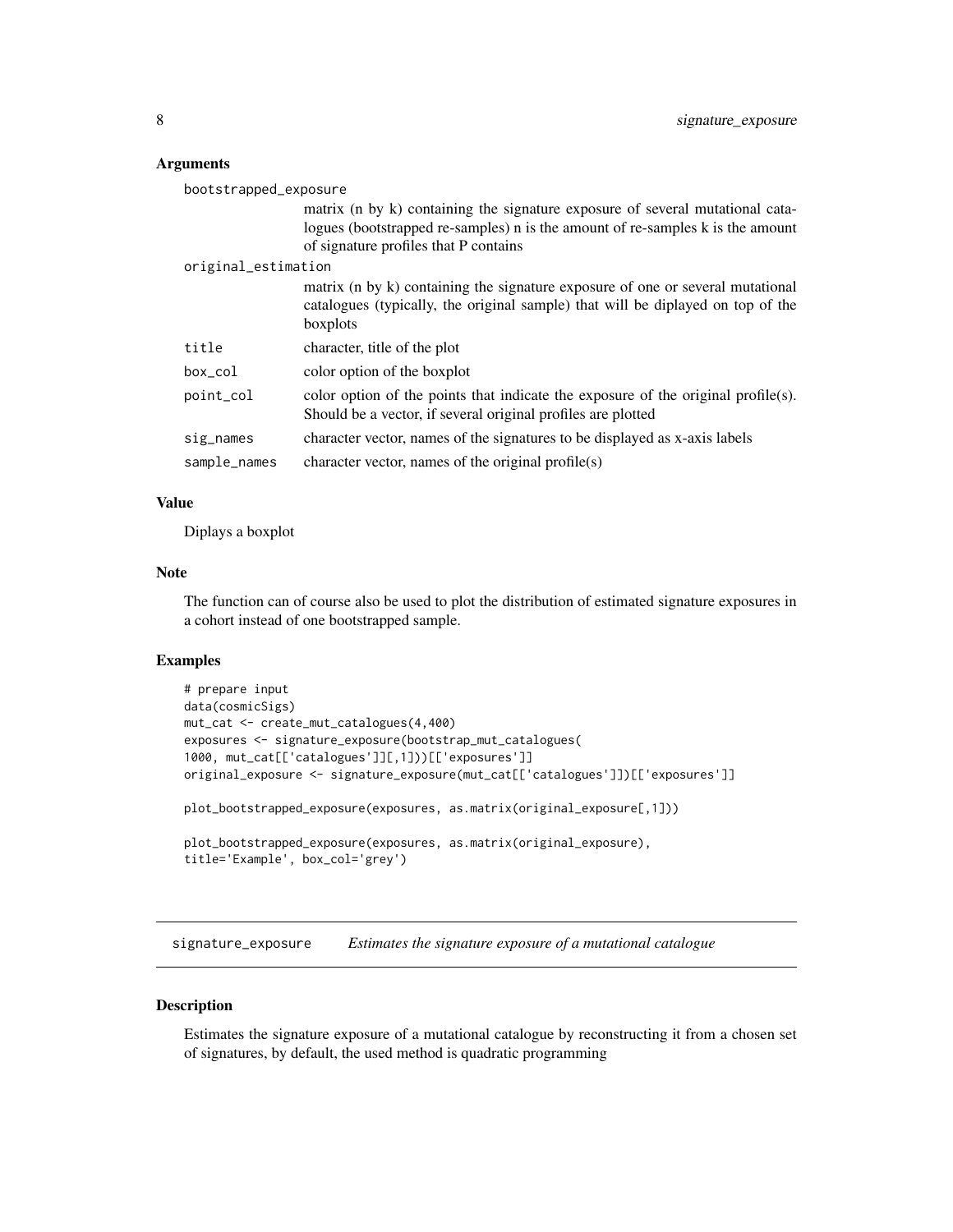### Arguments

bootstrapped_exposure
: matrix (n by k) containing the signature exposure of several mutational catalogues (bootstrapped re-samples) n is the amount of re-samples k is the amount of signature profiles that P contains

original_estimation
: matrix (n by k) containing the signature exposure of one or several mutational catalogues (typically, the original sample) that will be diplayed on top of the boxplots

title
: character, title of the plot

box_col
: color option of the boxplot

point_col
: color option of the points that indicate the exposure of the original profile(s). Should be a vector, if several original profiles are plotted

sig_names
: character vector, names of the signatures to be displayed as x-axis labels

sample_names
: character vector, names of the original profile(s)

### Value

Diplays a boxplot

### Note

The function can of course also be used to plot the distribution of estimated signature exposures in a cohort instead of one bootstrapped sample.

### Examples

```
# prepare input
data(cosmicSigs)
mut_cat <- create_mut_catalogues(4,400)
exposures <- signature_exposure(bootstrap_mut_catalogues(
1000, mut_cat[['catalogues']][,1]))[['exposures']]
original_exposure <- signature_exposure(mut_cat[['catalogues']])[['exposures']]

plot_bootstrapped_exposure(exposures, as.matrix(original_exposure[,1]))

plot_bootstrapped_exposure(exposures, as.matrix(original_exposure),
title='Example', box_col='grey')
```

---

## signature_exposure — *Estimates the signature exposure of a mutational catalogue*

---

### Description

Estimates the signature exposure of a mutational catalogue by reconstructing it from a chosen set of signatures, by default, the used method is quadratic programming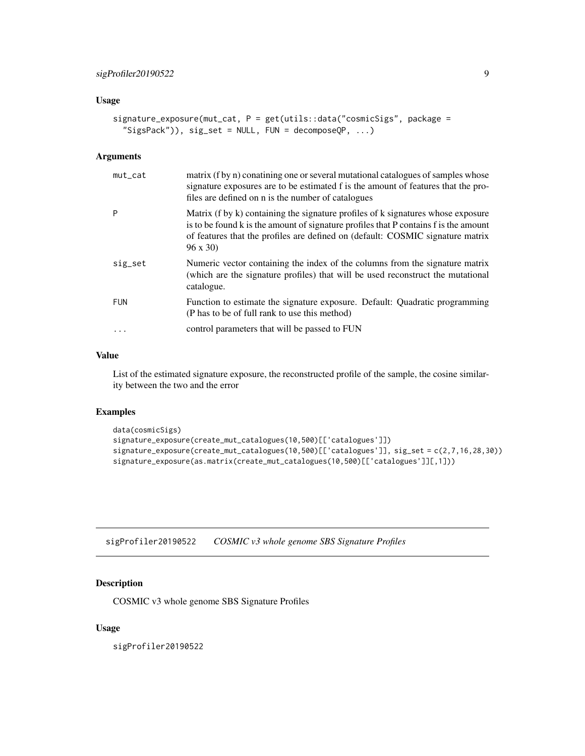### Usage

```
signature_exposure(mut_cat, P = get(utils::data("cosmicSigs", package =
  "SigsPack")), sig_set = NULL, FUN = decomposeQP, ...)
```

### Arguments

| | |
|---|---|
| `mut_cat` | matrix (f by n) conatining one or several mutational catalogues of samples whose signature exposures are to be estimated f is the amount of features that the profiles are defined on n is the number of catalogues |
| `P` | Matrix (f by k) containing the signature profiles of k signatures whose exposure is to be found k is the amount of signature profiles that P contains f is the amount of features that the profiles are defined on (default: COSMIC signature matrix 96 x 30) |
| `sig_set` | Numeric vector containing the index of the columns from the signature matrix (which are the signature profiles) that will be used reconstruct the mutational catalogue. |
| `FUN` | Function to estimate the signature exposure. Default: Quadratic programming (P has to be of full rank to use this method) |
| `...` | control parameters that will be passed to FUN |

### Value

List of the estimated signature exposure, the reconstructed profile of the sample, the cosine similarity between the two and the error

### Examples

```
data(cosmicSigs)
signature_exposure(create_mut_catalogues(10,500)[['catalogues']])
signature_exposure(create_mut_catalogues(10,500)[['catalogues']], sig_set = c(2,7,16,28,30))
signature_exposure(as.matrix(create_mut_catalogues(10,500)[['catalogues']][,1]))
```

---

## sigProfiler20190522 *COSMIC v3 whole genome SBS Signature Profiles*

---

### Description

COSMIC v3 whole genome SBS Signature Profiles

### Usage

```
sigProfiler20190522
```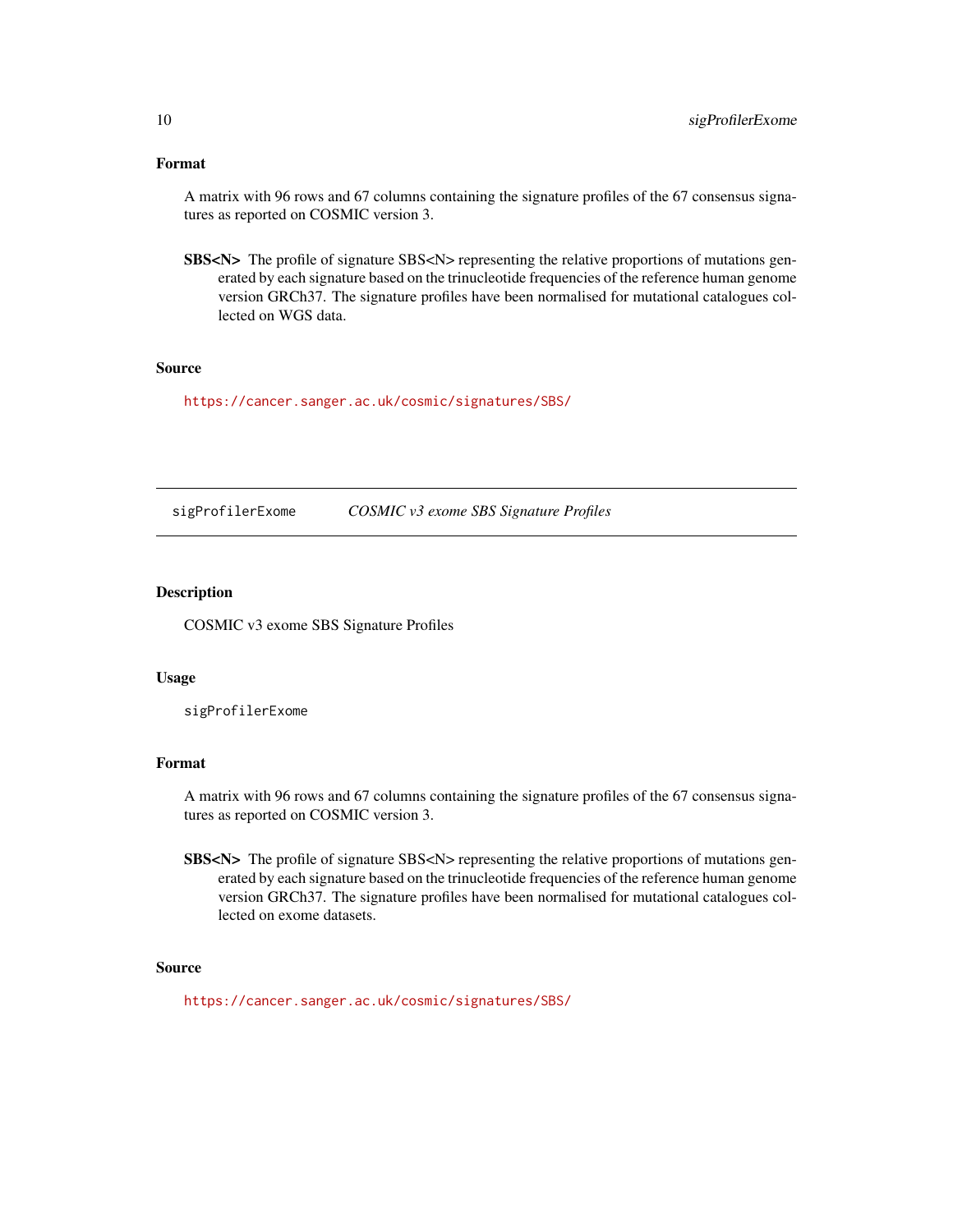### Format

A matrix with 96 rows and 67 columns containing the signature profiles of the 67 consensus signatures as reported on COSMIC version 3.

**SBS<N>** The profile of signature SBS<N> representing the relative proportions of mutations generated by each signature based on the trinucleotide frequencies of the reference human genome version GRCh37. The signature profiles have been normalised for mutational catalogues collected on WGS data.

### Source

https://cancer.sanger.ac.uk/cosmic/signatures/SBS/

---

## sigProfilerExome *COSMIC v3 exome SBS Signature Profiles*

---

### Description

COSMIC v3 exome SBS Signature Profiles

### Usage

```
sigProfilerExome
```

### Format

A matrix with 96 rows and 67 columns containing the signature profiles of the 67 consensus signatures as reported on COSMIC version 3.

**SBS<N>** The profile of signature SBS<N> representing the relative proportions of mutations generated by each signature based on the trinucleotide frequencies of the reference human genome version GRCh37. The signature profiles have been normalised for mutational catalogues collected on exome datasets.

### Source

https://cancer.sanger.ac.uk/cosmic/signatures/SBS/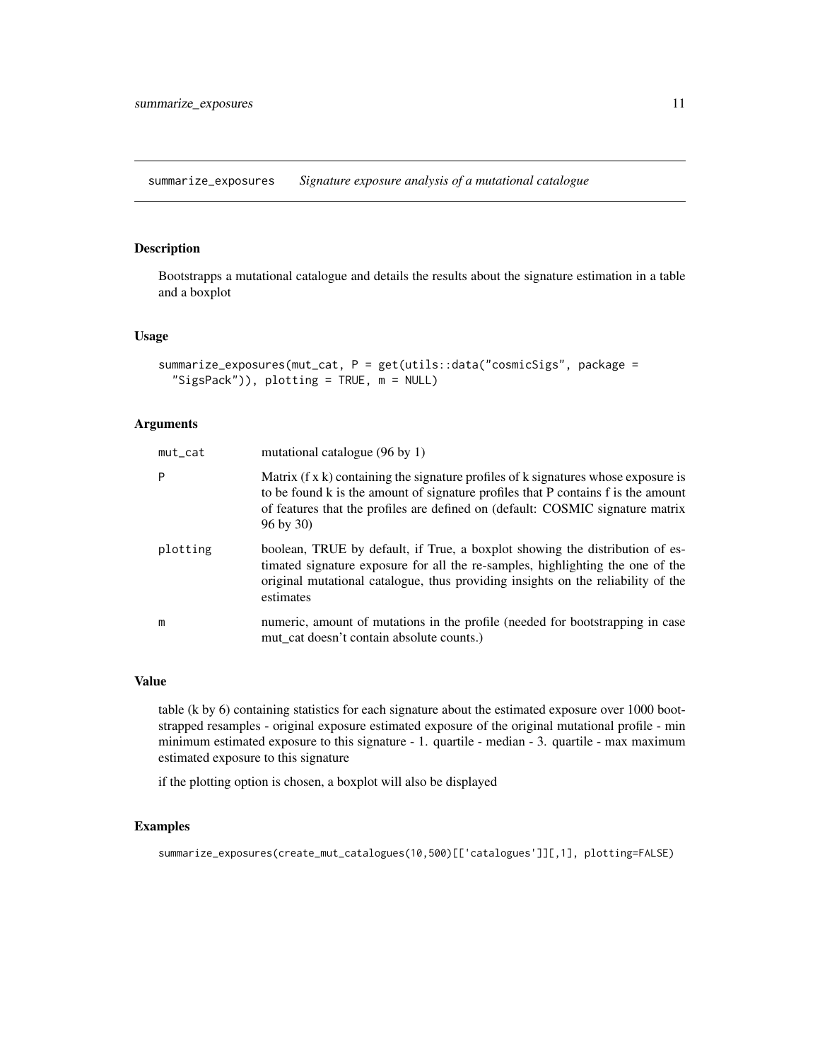# summarize_exposures *Signature exposure analysis of a mutational catalogue*

## Description

Bootstrapps a mutational catalogue and details the results about the signature estimation in a table and a boxplot

## Usage

```
summarize_exposures(mut_cat, P = get(utils::data("cosmicSigs", package =
  "SigsPack")), plotting = TRUE, m = NULL)
```

## Arguments

| | |
|---|---|
| mut_cat | mutational catalogue (96 by 1) |
| P | Matrix (f x k) containing the signature profiles of k signatures whose exposure is to be found k is the amount of signature profiles that P contains f is the amount of features that the profiles are defined on (default: COSMIC signature matrix 96 by 30) |
| plotting | boolean, TRUE by default, if True, a boxplot showing the distribution of estimated signature exposure for all the re-samples, highlighting the one of the original mutational catalogue, thus providing insights on the reliability of the estimates |
| m | numeric, amount of mutations in the profile (needed for bootstrapping in case mut_cat doesn't contain absolute counts.) |

## Value

table (k by 6) containing statistics for each signature about the estimated exposure over 1000 bootstrapped resamples - original exposure estimated exposure of the original mutational profile - min minimum estimated exposure to this signature - 1. quartile - median - 3. quartile - max maximum estimated exposure to this signature

if the plotting option is chosen, a boxplot will also be displayed

## Examples

```
summarize_exposures(create_mut_catalogues(10,500)[['catalogues']][,1], plotting=FALSE)
```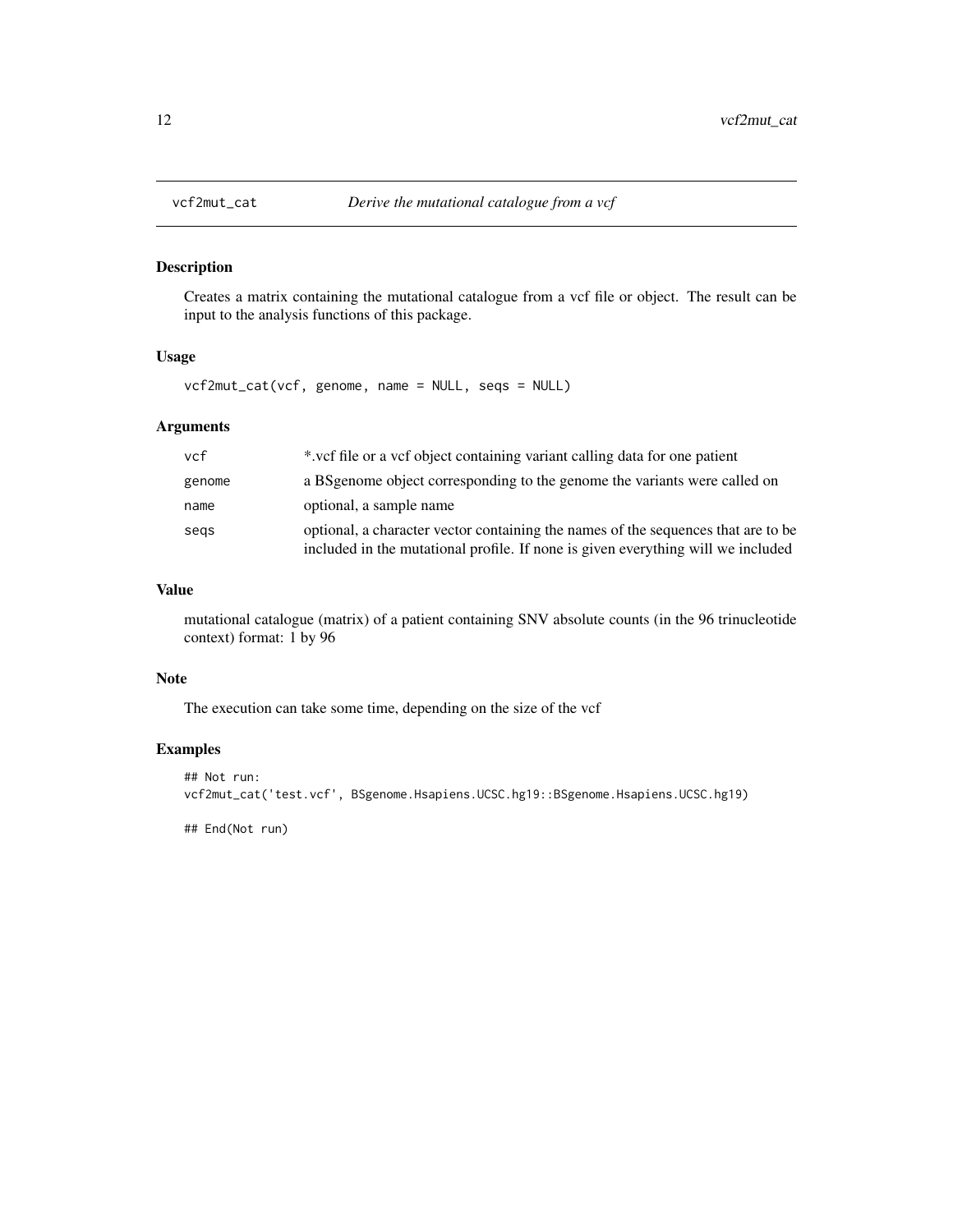# vcf2mut_cat — *Derive the mutational catalogue from a vcf*

## Description

Creates a matrix containing the mutational catalogue from a vcf file or object. The result can be input to the analysis functions of this package.

## Usage

```
vcf2mut_cat(vcf, genome, name = NULL, seqs = NULL)
```

## Arguments

| | |
|---|---|
| `vcf` | *.vcf file or a vcf object containing variant calling data for one patient |
| `genome` | a BSgenome object corresponding to the genome the variants were called on |
| `name` | optional, a sample name |
| `seqs` | optional, a character vector containing the names of the sequences that are to be included in the mutational profile. If none is given everything will we included |

## Value

mutational catalogue (matrix) of a patient containing SNV absolute counts (in the 96 trinucleotide context) format: 1 by 96

## Note

The execution can take some time, depending on the size of the vcf

## Examples

```
## Not run:
vcf2mut_cat('test.vcf', BSgenome.Hsapiens.UCSC.hg19::BSgenome.Hsapiens.UCSC.hg19)

## End(Not run)
```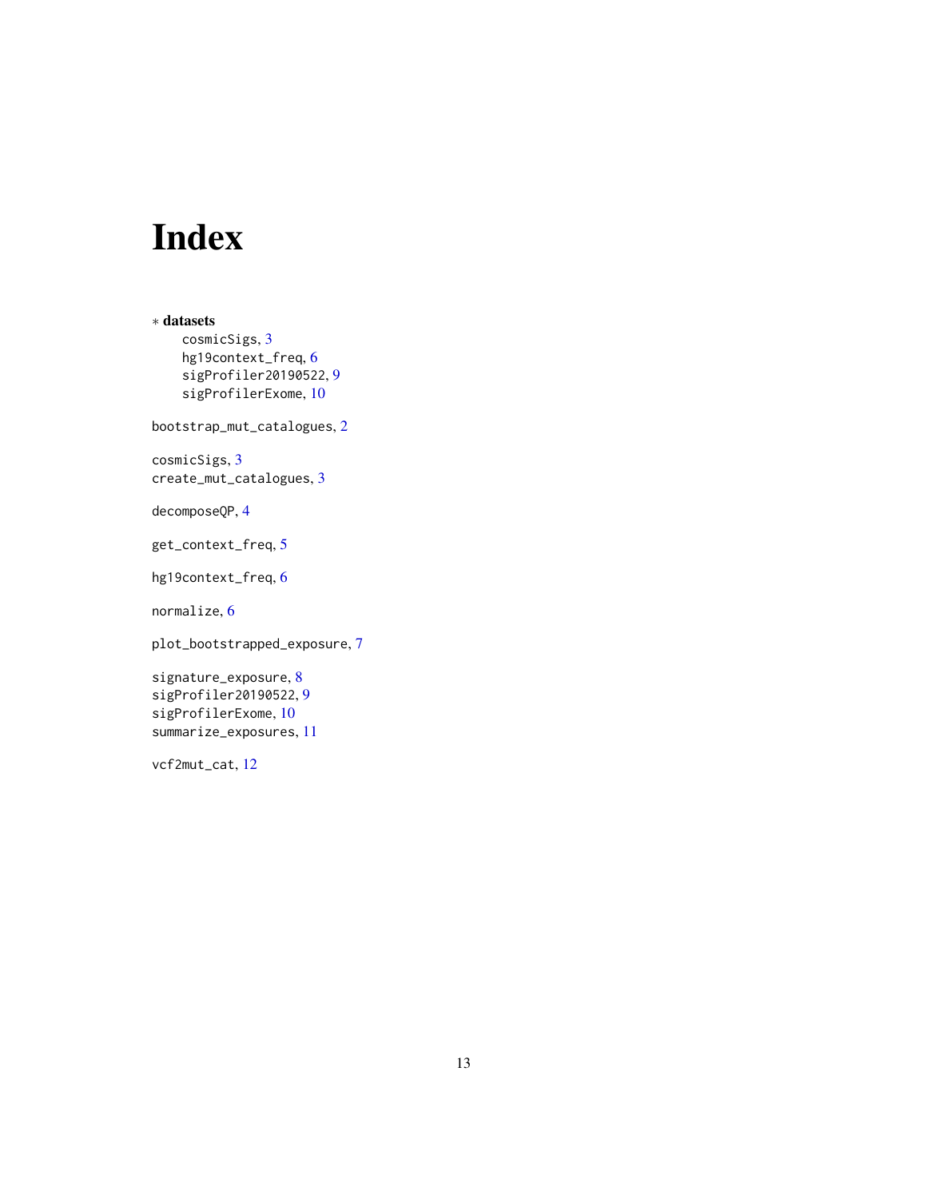# Index

∗ **datasets**
    cosmicSigs, 3
    hg19context_freq, 6
    sigProfiler20190522, 9
    sigProfilerExome, 10

bootstrap_mut_catalogues, 2

cosmicSigs, 3
create_mut_catalogues, 3

decomposeQP, 4

get_context_freq, 5

hg19context_freq, 6

normalize, 6

plot_bootstrapped_exposure, 7

signature_exposure, 8
sigProfiler20190522, 9
sigProfilerExome, 10
summarize_exposures, 11

vcf2mut_cat, 12